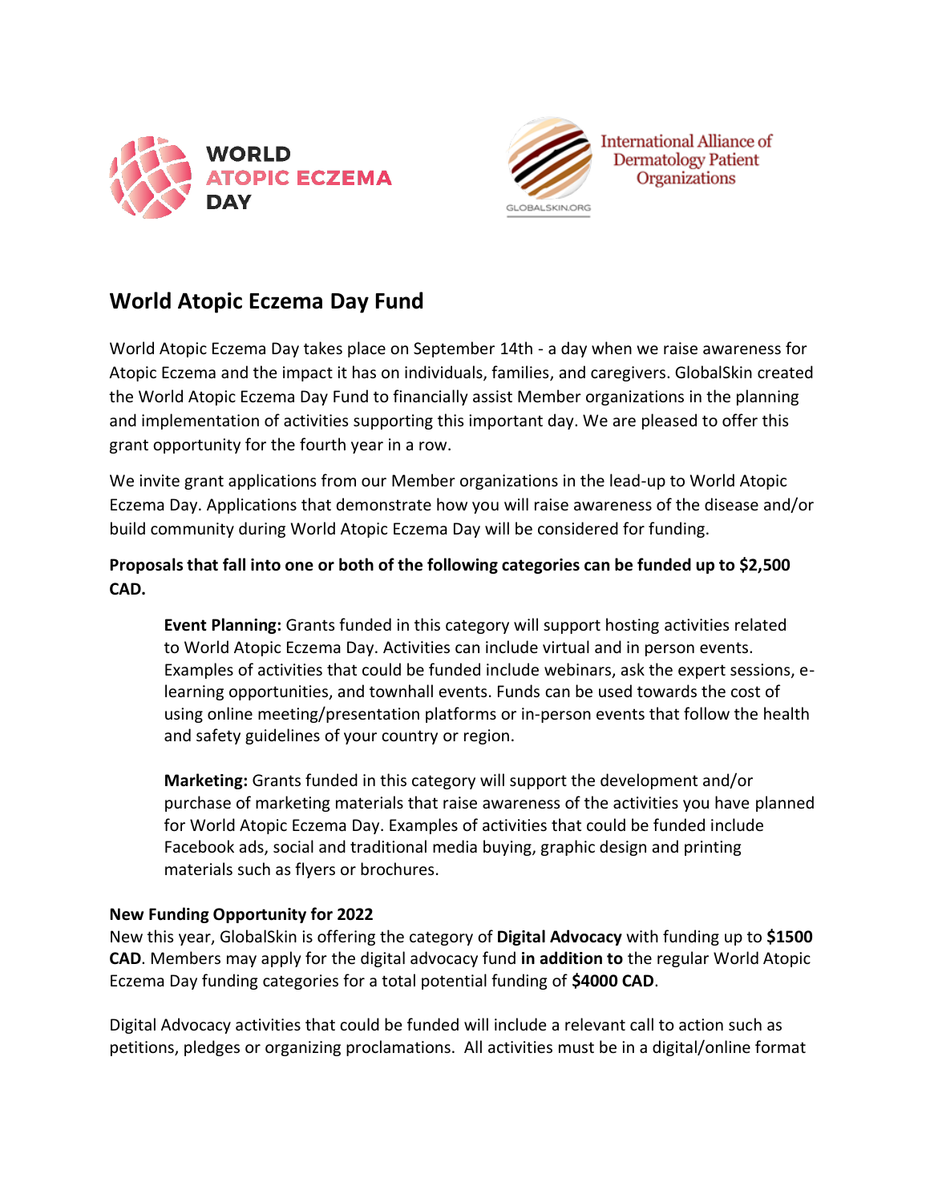WORLD ATOPIC ECZEMA DAY

International Alliance of Dermatology Patient Organizations

GLOBALSKIN.ORG

# World Atopic Eczema Day Fund

World Atopic Eczema Day takes place on September 14th - a day when we raise awareness for Atopic Eczema and the impact it has on individuals, families, and caregivers. GlobalSkin created the World Atopic Eczema Day Fund to financially assist Member organizations in the planning and implementation of activities supporting this important day. We are pleased to offer this grant opportunity for the fourth year in a row.

We invite grant applications from our Member organizations in the lead-up to World Atopic Eczema Day. Applications that demonstrate how you will raise awareness of the disease and/or build community during World Atopic Eczema Day will be considered for funding.

**Proposals that fall into one or both of the following categories can be funded up to $2,500 CAD.**

> **Event Planning:** Grants funded in this category will support hosting activities related to World Atopic Eczema Day. Activities can include virtual and in person events. Examples of activities that could be funded include webinars, ask the expert sessions, e-learning opportunities, and townhall events. Funds can be used towards the cost of using online meeting/presentation platforms or in-person events that follow the health and safety guidelines of your country or region.
>
> **Marketing:** Grants funded in this category will support the development and/or purchase of marketing materials that raise awareness of the activities you have planned for World Atopic Eczema Day. Examples of activities that could be funded include Facebook ads, social and traditional media buying, graphic design and printing materials such as flyers or brochures.

**New Funding Opportunity for 2022**

New this year, GlobalSkin is offering the category of **Digital Advocacy** with funding up to **$1500 CAD**. Members may apply for the digital advocacy fund **in addition to** the regular World Atopic Eczema Day funding categories for a total potential funding of **$4000 CAD**.

Digital Advocacy activities that could be funded will include a relevant call to action such as petitions, pledges or organizing proclamations. All activities must be in a digital/online format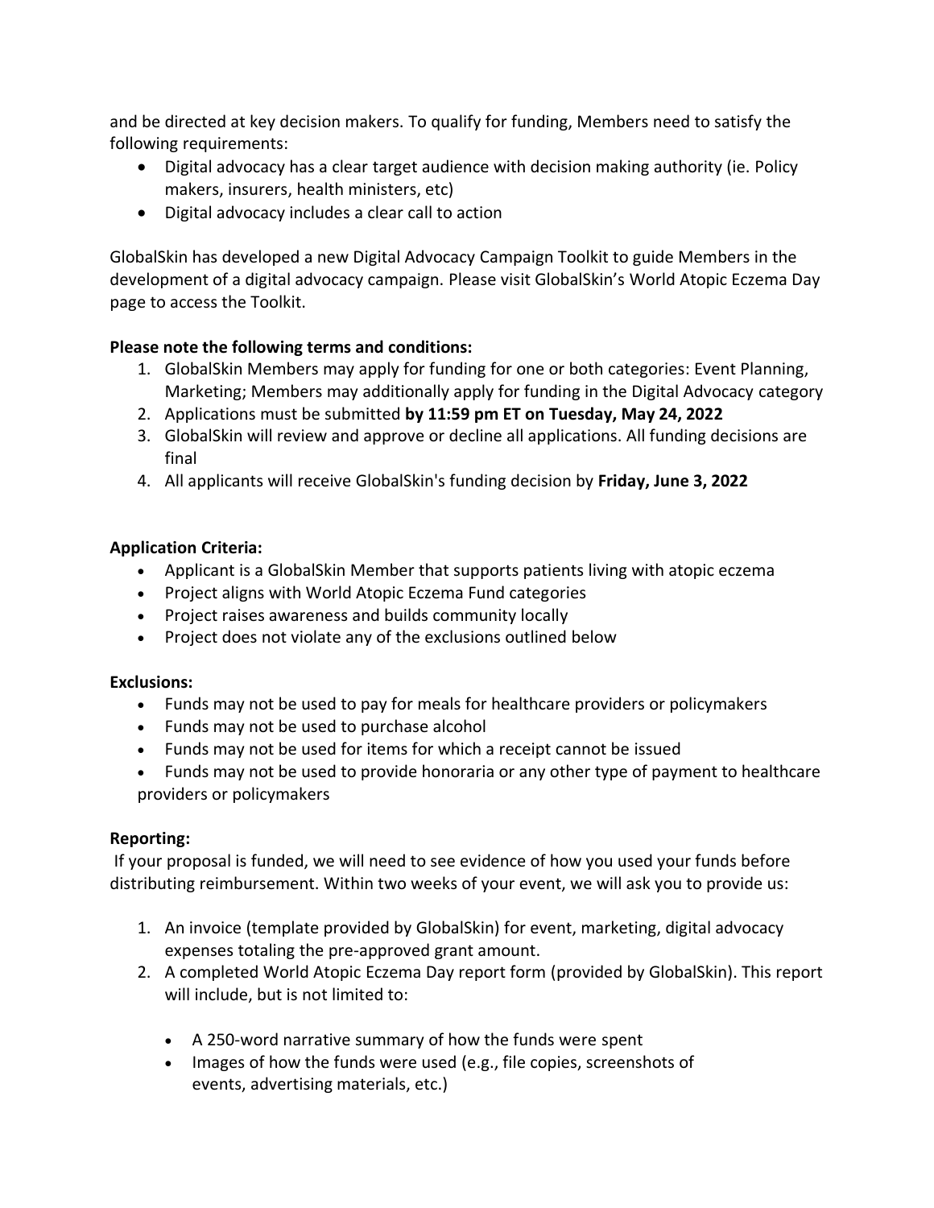and be directed at key decision makers. To qualify for funding, Members need to satisfy the following requirements:

- Digital advocacy has a clear target audience with decision making authority (ie. Policy makers, insurers, health ministers, etc)
- Digital advocacy includes a clear call to action

GlobalSkin has developed a new Digital Advocacy Campaign Toolkit to guide Members in the development of a digital advocacy campaign. Please visit GlobalSkin's World Atopic Eczema Day page to access the Toolkit.

**Please note the following terms and conditions:**

1. GlobalSkin Members may apply for funding for one or both categories: Event Planning, Marketing; Members may additionally apply for funding in the Digital Advocacy category
2. Applications must be submitted **by 11:59 pm ET on Tuesday, May 24, 2022**
3. GlobalSkin will review and approve or decline all applications. All funding decisions are final
4. All applicants will receive GlobalSkin's funding decision by **Friday, June 3, 2022**

**Application Criteria:**

- Applicant is a GlobalSkin Member that supports patients living with atopic eczema
- Project aligns with World Atopic Eczema Fund categories
- Project raises awareness and builds community locally
- Project does not violate any of the exclusions outlined below

**Exclusions:**

- Funds may not be used to pay for meals for healthcare providers or policymakers
- Funds may not be used to purchase alcohol
- Funds may not be used for items for which a receipt cannot be issued
- Funds may not be used to provide honoraria or any other type of payment to healthcare providers or policymakers

**Reporting:**

If your proposal is funded, we will need to see evidence of how you used your funds before distributing reimbursement. Within two weeks of your event, we will ask you to provide us:

1. An invoice (template provided by GlobalSkin) for event, marketing, digital advocacy expenses totaling the pre-approved grant amount.
2. A completed World Atopic Eczema Day report form (provided by GlobalSkin). This report will include, but is not limited to:
   - A 250-word narrative summary of how the funds were spent
   - Images of how the funds were used (e.g., file copies, screenshots of events, advertising materials, etc.)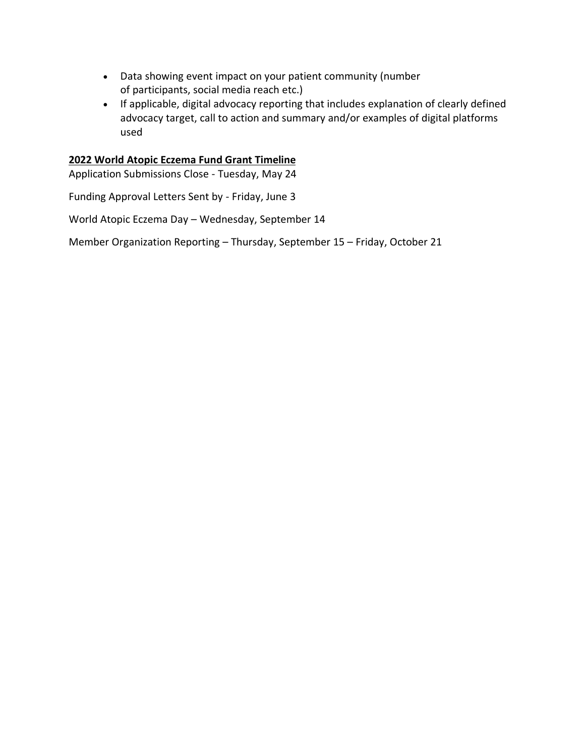- Data showing event impact on your patient community (number of participants, social media reach etc.)
- If applicable, digital advocacy reporting that includes explanation of clearly defined advocacy target, call to action and summary and/or examples of digital platforms used

**2022 World Atopic Eczema Fund Grant Timeline**

Application Submissions Close - Tuesday, May 24

Funding Approval Letters Sent by - Friday, June 3

World Atopic Eczema Day – Wednesday, September 14

Member Organization Reporting – Thursday, September 15 – Friday, October 21